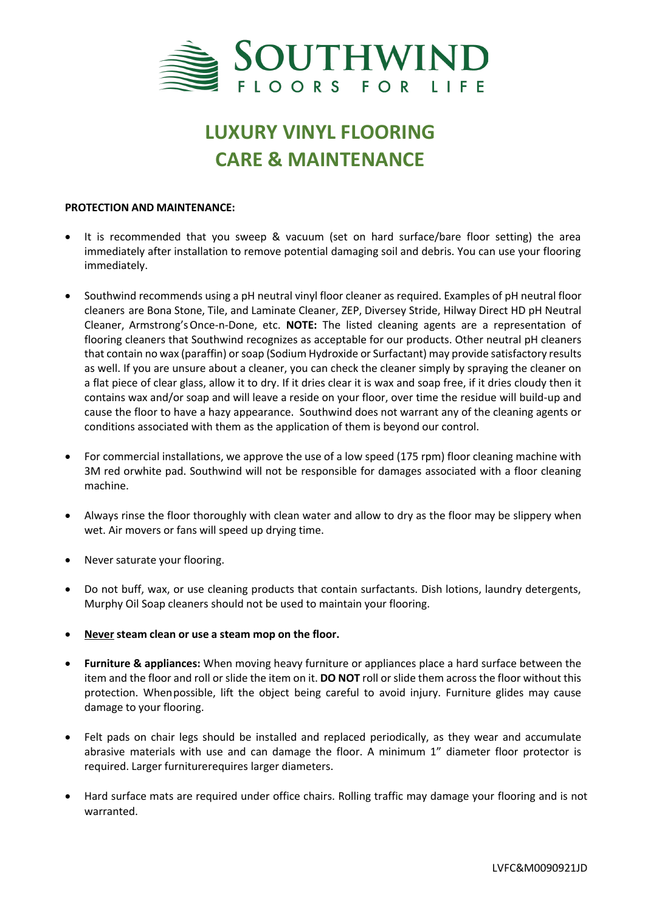# SOUTHWIND

FLOORS FOR LIFE

# LUXURY VINYL FLOORING CARE & MAINTENANCE

**PROTECTION AND MAINTENANCE:**

- It is recommended that you sweep & vacuum (set on hard surface/bare floor setting) the area immediately after installation to remove potential damaging soil and debris. You can use your flooring immediately.
- Southwind recommends using a pH neutral vinyl floor cleaner as required. Examples of pH neutral floor cleaners are Bona Stone, Tile, and Laminate Cleaner, ZEP, Diversey Stride, Hilway Direct HD pH Neutral Cleaner, Armstrong's Once-n-Done, etc. **NOTE:** The listed cleaning agents are a representation of flooring cleaners that Southwind recognizes as acceptable for our products. Other neutral pH cleaners that contain no wax (paraffin) or soap (Sodium Hydroxide or Surfactant) may provide satisfactory results as well. If you are unsure about a cleaner, you can check the cleaner simply by spraying the cleaner on a flat piece of clear glass, allow it to dry. If it dries clear it is wax and soap free, if it dries cloudy then it contains wax and/or soap and will leave a reside on your floor, over time the residue will build-up and cause the floor to have a hazy appearance. Southwind does not warrant any of the cleaning agents or conditions associated with them as the application of them is beyond our control.
- For commercial installations, we approve the use of a low speed (175 rpm) floor cleaning machine with 3M red orwhite pad. Southwind will not be responsible for damages associated with a floor cleaning machine.
- Always rinse the floor thoroughly with clean water and allow to dry as the floor may be slippery when wet. Air movers or fans will speed up drying time.
- Never saturate your flooring.
- Do not buff, wax, or use cleaning products that contain surfactants. Dish lotions, laundry detergents, Murphy Oil Soap cleaners should not be used to maintain your flooring.
- **Never steam clean or use a steam mop on the floor.**
- **Furniture & appliances:** When moving heavy furniture or appliances place a hard surface between the item and the floor and roll or slide the item on it. **DO NOT** roll or slide them across the floor without this protection. Whenpossible, lift the object being careful to avoid injury. Furniture glides may cause damage to your flooring.
- Felt pads on chair legs should be installed and replaced periodically, as they wear and accumulate abrasive materials with use and can damage the floor. A minimum 1" diameter floor protector is required. Larger furniturerequires larger diameters.
- Hard surface mats are required under office chairs. Rolling traffic may damage your flooring and is not warranted.

LVFC&M0090921JD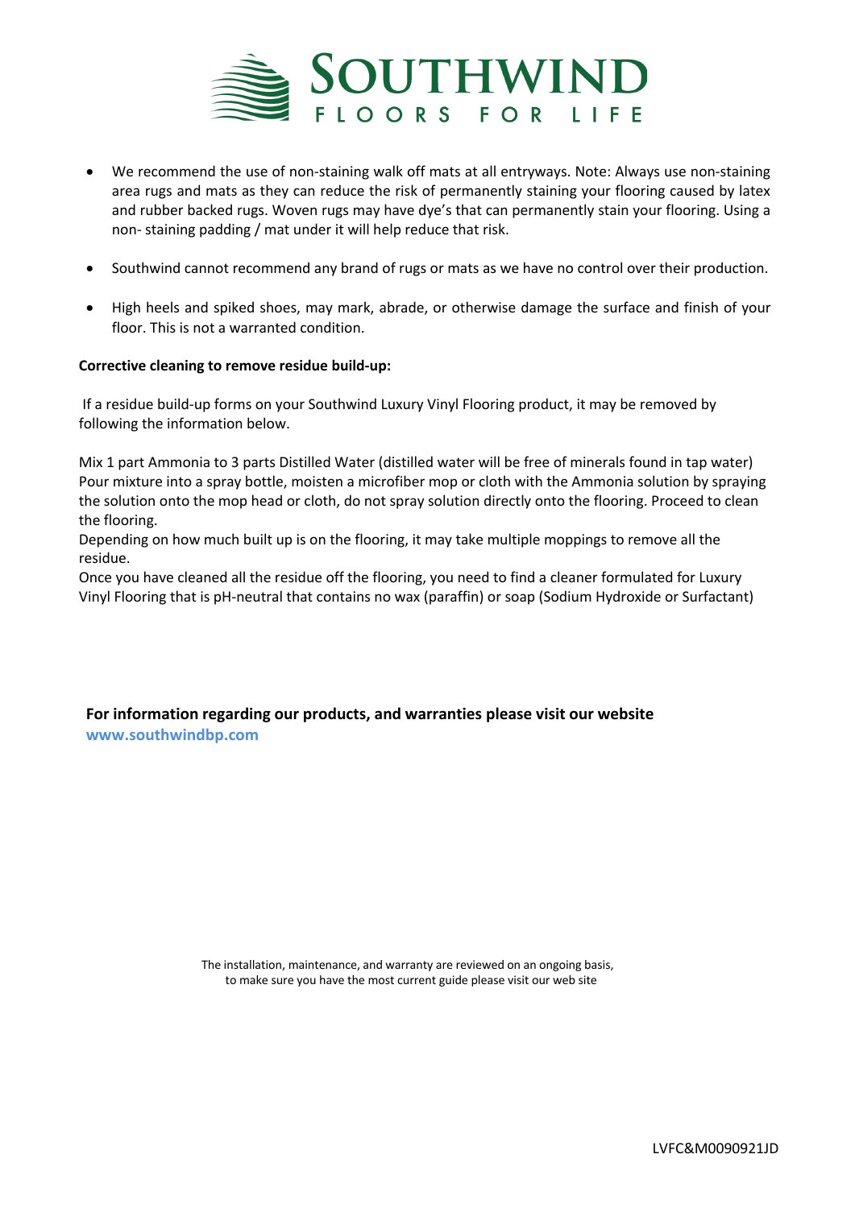# SOUTHWIND

FLOORS FOR LIFE

- We recommend the use of non-staining walk off mats at all entryways. Note: Always use non-staining area rugs and mats as they can reduce the risk of permanently staining your flooring caused by latex and rubber backed rugs. Woven rugs may have dye's that can permanently stain your flooring. Using a non- staining padding / mat under it will help reduce that risk.

- Southwind cannot recommend any brand of rugs or mats as we have no control over their production.

- High heels and spiked shoes, may mark, abrade, or otherwise damage the surface and finish of your floor. This is not a warranted condition.

**Corrective cleaning to remove residue build-up:**

If a residue build-up forms on your Southwind Luxury Vinyl Flooring product, it may be removed by following the information below.

Mix 1 part Ammonia to 3 parts Distilled Water (distilled water will be free of minerals found in tap water)
Pour mixture into a spray bottle, moisten a microfiber mop or cloth with the Ammonia solution by spraying the solution onto the mop head or cloth, do not spray solution directly onto the flooring. Proceed to clean the flooring.
Depending on how much built up is on the flooring, it may take multiple moppings to remove all the residue.
Once you have cleaned all the residue off the flooring, you need to find a cleaner formulated for Luxury Vinyl Flooring that is pH-neutral that contains no wax (paraffin) or soap (Sodium Hydroxide or Surfactant)

**For information regarding our products, and warranties please visit our website**
**www.southwindbp.com**

The installation, maintenance, and warranty are reviewed on an ongoing basis, to make sure you have the most current guide please visit our web site

LVFC&M0090921JD